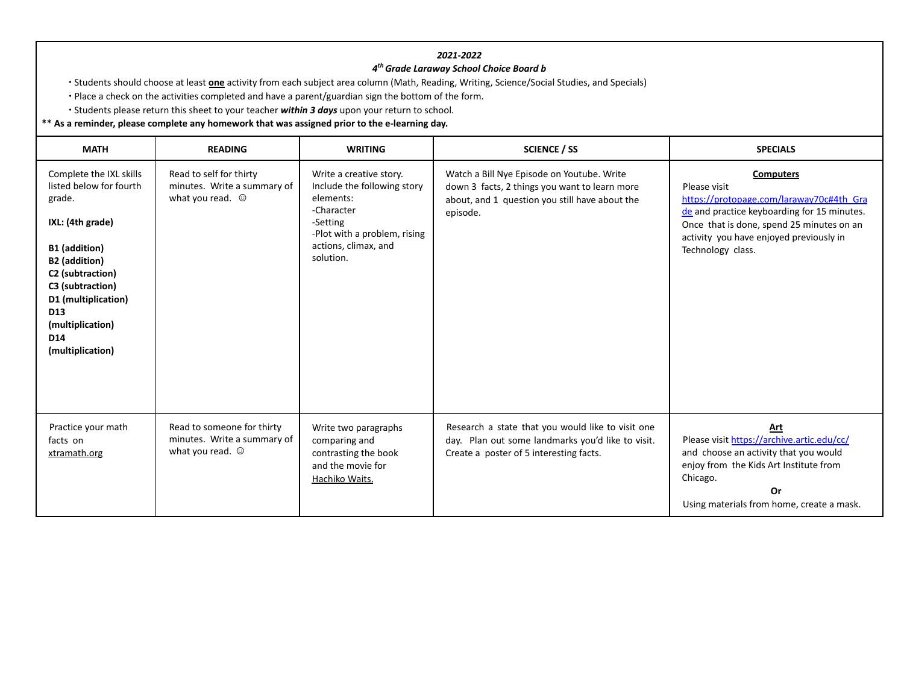*2021-2022*

***4th Grade Laraway School Choice Board b***

- Students should choose at least **one** activity from each subject area column (Math, Reading, Writing, Science/Social Studies, and Specials)
- Place a check on the activities completed and have a parent/guardian sign the bottom of the form.
- Students please return this sheet to your teacher ***within 3 days*** upon your return to school.

**** As a reminder, please complete any homework that was assigned prior to the e-learning day.**

| MATH | READING | WRITING | SCIENCE / SS | SPECIALS |
|---|---|---|---|---|
| Complete the IXL skills listed below for fourth grade.<br><br>**IXL: (4th grade)**<br><br>**B1 (addition)**<br>**B2 (addition)**<br>**C2 (subtraction)**<br>**C3 (subtraction)**<br>**D1 (multiplication)**<br>**D13 (multiplication)**<br>**D14 (multiplication)** | Read to self for thirty minutes. Write a summary of what you read. ☺ | Write a creative story. Include the following story elements:<br>-Character<br>-Setting<br>-Plot with a problem, rising actions, climax, and solution. | Watch a Bill Nye Episode on Youtube. Write down 3 facts, 2 things you want to learn more about, and 1 question you still have about the episode. | **Computers**<br>Please visit https://protopage.com/laraway70c#4th_Grade and practice keyboarding for 15 minutes. Once that is done, spend 25 minutes on an activity you have enjoyed previously in Technology class. |
| Practice your math facts on xtramath.org | Read to someone for thirty minutes. Write a summary of what you read. ☺ | Write two paragraphs comparing and contrasting the book and the movie for Hachiko Waits. | Research a state that you would like to visit one day. Plan out some landmarks you'd like to visit. Create a poster of 5 interesting facts. | **Art**<br>Please visit https://archive.artic.edu/cc/ and choose an activity that you would enjoy from the Kids Art Institute from Chicago.<br>**Or**<br>Using materials from home, create a mask. |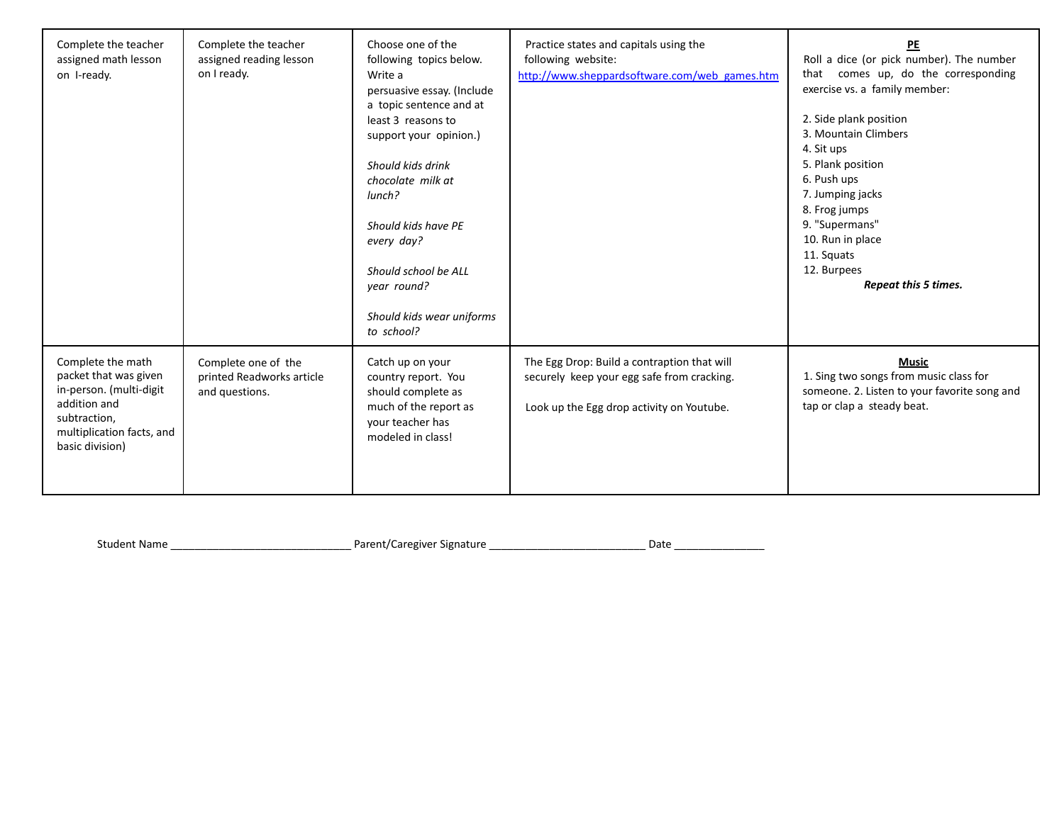| | | | | |
|---|---|---|---|---|
| Complete the teacher assigned math lesson on I-ready. | Complete the teacher assigned reading lesson on I ready. | Choose one of the following topics below. Write a persuasive essay. (Include a topic sentence and at least 3 reasons to support your opinion.)<br><br>*Should kids drink chocolate milk at lunch?*<br><br>*Should kids have PE every day?*<br><br>*Should school be ALL year round?*<br><br>*Should kids wear uniforms to school?* | Practice states and capitals using the following website: http://www.sheppardsoftware.com/web_games.htm | **PE**<br>Roll a dice (or pick number). The number that comes up, do the corresponding exercise vs. a family member:<br><br>2. Side plank position<br>3. Mountain Climbers<br>4. Sit ups<br>5. Plank position<br>6. Push ups<br>7. Jumping jacks<br>8. Frog jumps<br>9. "Supermans"<br>10. Run in place<br>11. Squats<br>12. Burpees<br>***Repeat this 5 times.*** |
| Complete the math packet that was given in-person. (multi-digit addition and subtraction, multiplication facts, and basic division) | Complete one of the printed Readworks article and questions. | Catch up on your country report. You should complete as much of the report as your teacher has modeled in class! | The Egg Drop: Build a contraption that will securely keep your egg safe from cracking.<br><br>Look up the Egg drop activity on Youtube. | **Music**<br>1. Sing two songs from music class for someone. 2. Listen to your favorite song and tap or clap a steady beat. |

Student Name ______________________________ Parent/Caregiver Signature __________________________ Date _______________